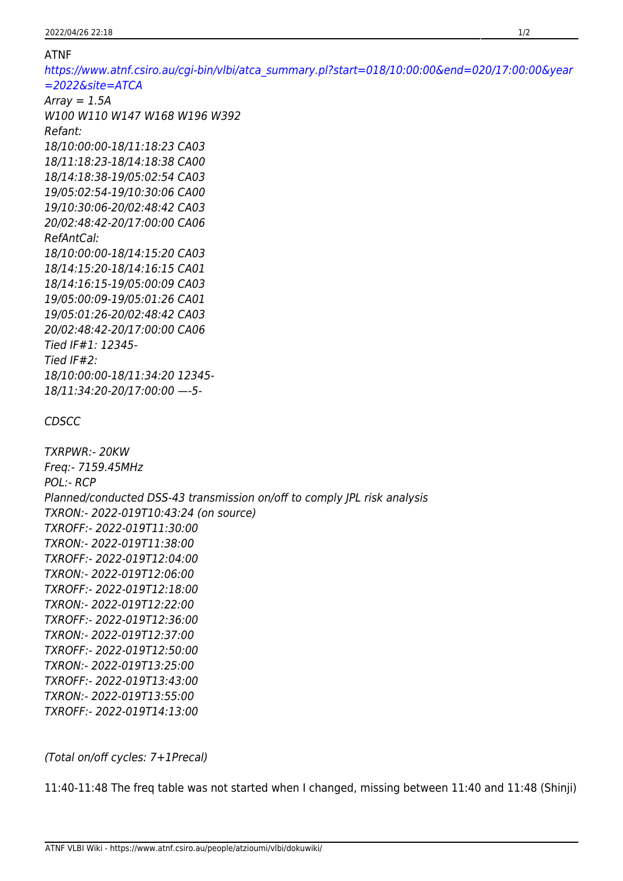ATNF

*https://www.atnf.csiro.au/cgi-bin/vlbi/atca_summary.pl?start=018/10:00:00&end=020/17:00:00&year=2022&site=ATCA*
*Array = 1.5A*
*W100 W110 W147 W168 W196 W392*
*Refant:*
*18/10:00:00-18/11:18:23 CA03*
*18/11:18:23-18/14:18:38 CA00*
*18/14:18:38-19/05:02:54 CA03*
*19/05:02:54-19/10:30:06 CA00*
*19/10:30:06-20/02:48:42 CA03*
*20/02:48:42-20/17:00:00 CA06*
*RefAntCal:*
*18/10:00:00-18/14:15:20 CA03*
*18/14:15:20-18/14:16:15 CA01*
*18/14:16:15-19/05:00:09 CA03*
*19/05:00:09-19/05:01:26 CA01*
*19/05:01:26-20/02:48:42 CA03*
*20/02:48:42-20/17:00:00 CA06*
*Tied IF#1: 12345-*
*Tied IF#2:*
*18/10:00:00-18/11:34:20 12345-*
*18/11:34:20-20/17:00:00 —-5-*

*CDSCC*

*TXRPWR:- 20KW*
*Freq:- 7159.45MHz*
*POL:- RCP*
*Planned/conducted DSS-43 transmission on/off to comply JPL risk analysis*
*TXRON:- 2022-019T10:43:24 (on source)*
*TXROFF:- 2022-019T11:30:00*
*TXRON:- 2022-019T11:38:00*
*TXROFF:- 2022-019T12:04:00*
*TXRON:- 2022-019T12:06:00*
*TXROFF:- 2022-019T12:18:00*
*TXRON:- 2022-019T12:22:00*
*TXROFF:- 2022-019T12:36:00*
*TXRON:- 2022-019T12:37:00*
*TXROFF:- 2022-019T12:50:00*
*TXRON:- 2022-019T13:25:00*
*TXROFF:- 2022-019T13:43:00*
*TXRON:- 2022-019T13:55:00*
*TXROFF:- 2022-019T14:13:00*

*(Total on/off cycles: 7+1Precal)*

11:40-11:48 The freq table was not started when I changed, missing between 11:40 and 11:48 (Shinji)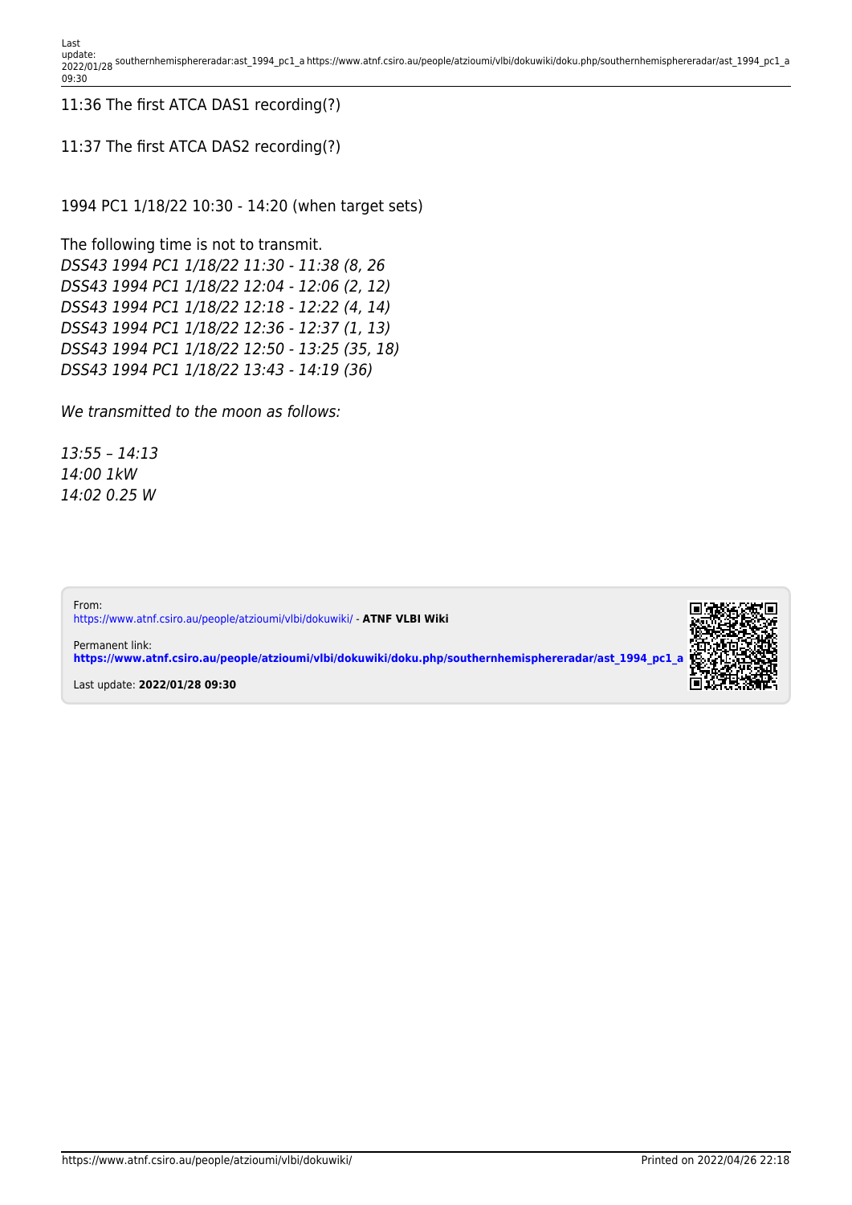11:36 The first ATCA DAS1 recording(?)

11:37 The first ATCA DAS2 recording(?)

1994 PC1 1/18/22 10:30 - 14:20 (when target sets)

The following time is not to transmit.
*DSS43 1994 PC1 1/18/22 11:30 - 11:38 (8, 26*
*DSS43 1994 PC1 1/18/22 12:04 - 12:06 (2, 12)*
*DSS43 1994 PC1 1/18/22 12:18 - 12:22 (4, 14)*
*DSS43 1994 PC1 1/18/22 12:36 - 12:37 (1, 13)*
*DSS43 1994 PC1 1/18/22 12:50 - 13:25 (35, 18)*
*DSS43 1994 PC1 1/18/22 13:43 - 14:19 (36)*

*We transmitted to the moon as follows:*

*13:55 – 14:13*
*14:00 1kW*
*14:02 0.25 W*

From:
https://www.atnf.csiro.au/people/atzioumi/vlbi/dokuwiki/ - **ATNF VLBI Wiki**

Permanent link:
**https://www.atnf.csiro.au/people/atzioumi/vlbi/dokuwiki/doku.php/southernhemisphereradar/ast_1994_pc1_a**

Last update: **2022/01/28 09:30**